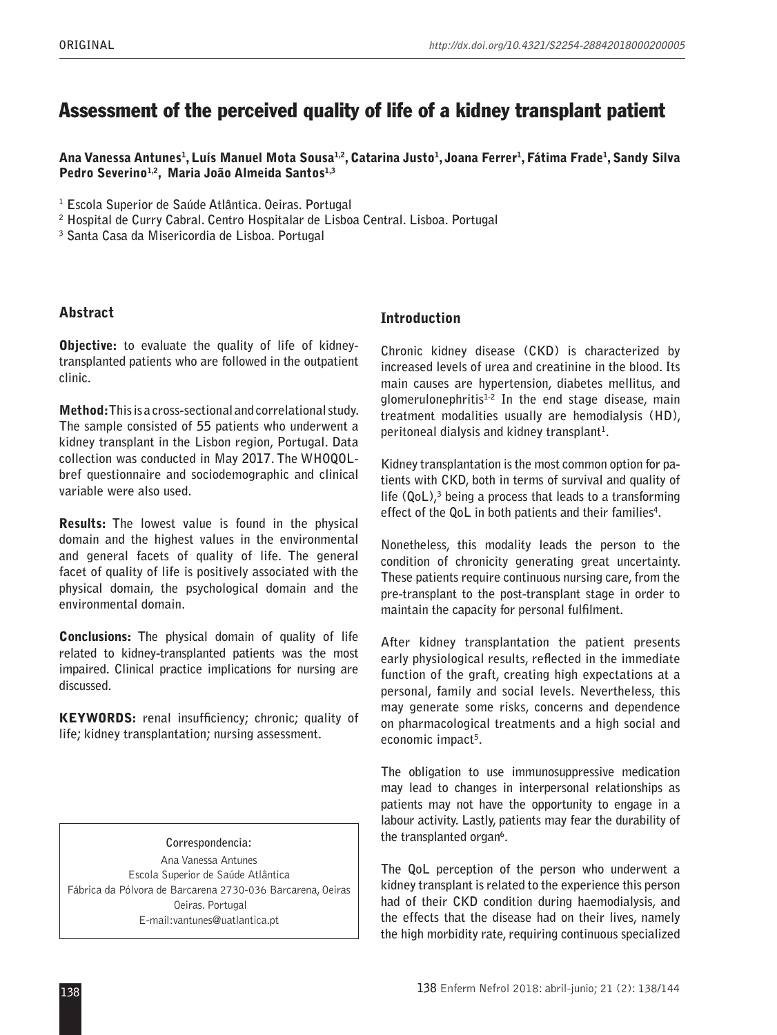ORIGINAL

# Assessment of the perceived quality of life of a kidney transplant patient

**Ana Vanessa Antunes[1], Luís Manuel Mota Sousa[1,2], Catarina Justo[1], Joana Ferrer[1], Fátima Frade[1], Sandy Silva Pedro Severino[1,2], Maria João Almeida Santos[1,3]**

[1] Escola Superior de Saúde Atlântica. Oeiras. Portugal

[2] Hospital de Curry Cabral. Centro Hospitalar de Lisboa Central. Lisboa. Portugal

[3] Santa Casa da Misericordia de Lisboa. Portugal

## Abstract

**Objective:** to evaluate the quality of life of kidney-transplanted patients who are followed in the outpatient clinic.

**Method:** This is a cross-sectional and correlational study. The sample consisted of 55 patients who underwent a kidney transplant in the Lisbon region, Portugal. Data collection was conducted in May 2017. The WHOQOL-bref questionnaire and sociodemographic and clinical variable were also used.

**Results:** The lowest value is found in the physical domain and the highest values in the environmental and general facets of quality of life. The general facet of quality of life is positively associated with the physical domain, the psychological domain and the environmental domain.

**Conclusions:** The physical domain of quality of life related to kidney-transplanted patients was the most impaired. Clinical practice implications for nursing are discussed.

**KEYWORDS:** renal insufficiency; chronic; quality of life; kidney transplantation; nursing assessment.

Correspondencia:
Ana Vanessa Antunes
Escola Superior de Saúde Atlântica
Fábrica da Pólvora de Barcarena 2730-036 Barcarena, Oeiras
Oeiras. Portugal
E-mail:vantunes@uatlantica.pt

## Introduction

Chronic kidney disease (CKD) is characterized by increased levels of urea and creatinine in the blood. Its main causes are hypertension, diabetes mellitus, and glomerulonephritis[1-2] In the end stage disease, main treatment modalities usually are hemodialysis (HD), peritoneal dialysis and kidney transplant[1].

Kidney transplantation is the most common option for patients with CKD, both in terms of survival and quality of life (QoL),[3] being a process that leads to a transforming effect of the QoL in both patients and their families[4].

Nonetheless, this modality leads the person to the condition of chronicity generating great uncertainty. These patients require continuous nursing care, from the pre-transplant to the post-transplant stage in order to maintain the capacity for personal fulfilment.

After kidney transplantation the patient presents early physiological results, reflected in the immediate function of the graft, creating high expectations at a personal, family and social levels. Nevertheless, this may generate some risks, concerns and dependence on pharmacological treatments and a high social and economic impact[5].

The obligation to use immunosuppressive medication may lead to changes in interpersonal relationships as patients may not have the opportunity to engage in a labour activity. Lastly, patients may fear the durability of the transplanted organ[6].

The QoL perception of the person who underwent a kidney transplant is related to the experience this person had of their CKD condition during haemodialysis, and the effects that the disease had on their lives, namely the high morbidity rate, requiring continuous specialized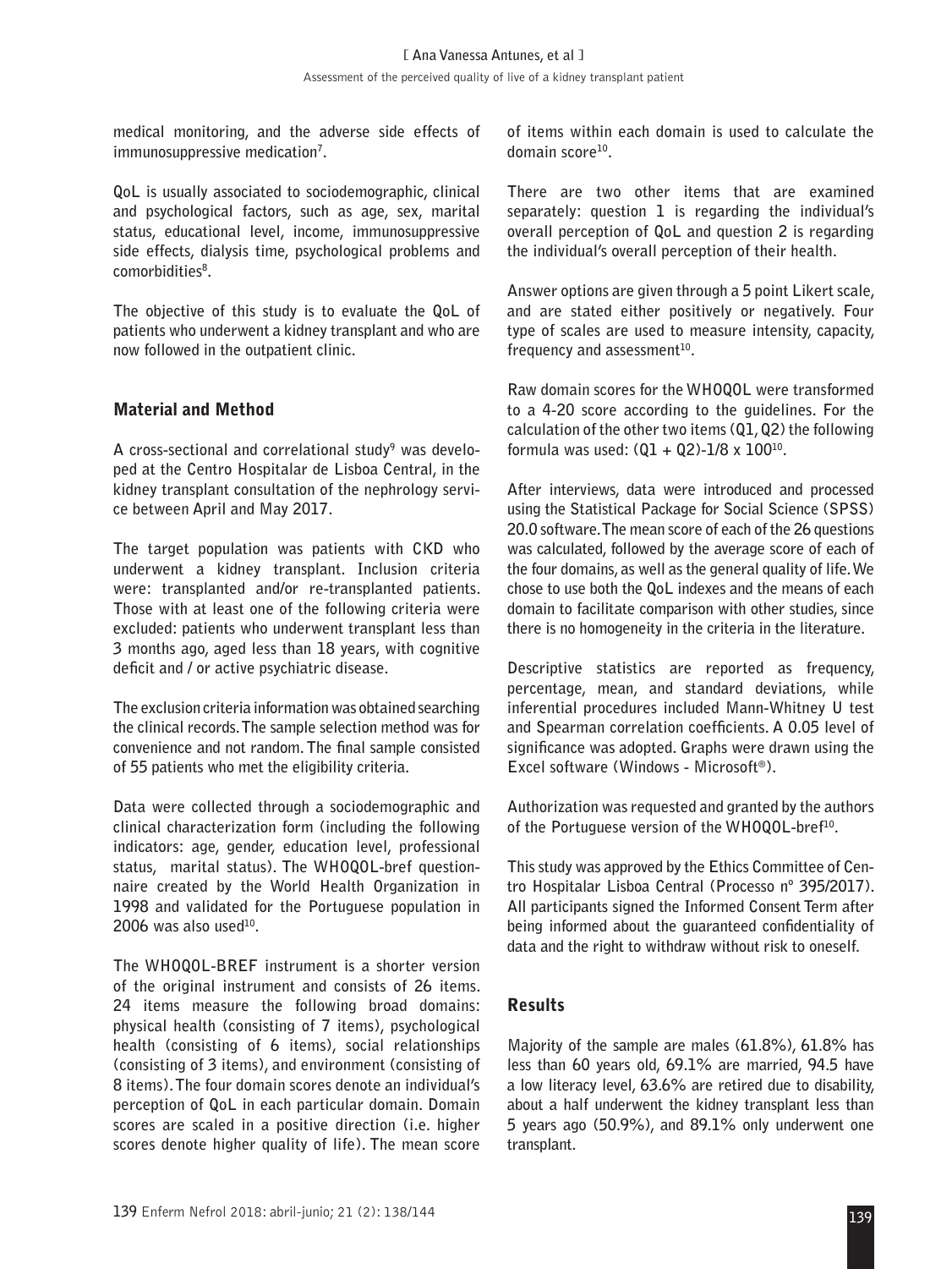medical monitoring, and the adverse side effects of immunosuppressive medication[7].

QoL is usually associated to sociodemographic, clinical and psychological factors, such as age, sex, marital status, educational level, income, immunosuppressive side effects, dialysis time, psychological problems and comorbidities[8].

The objective of this study is to evaluate the QoL of patients who underwent a kidney transplant and who are now followed in the outpatient clinic.

## Material and Method

A cross-sectional and correlational study[9] was developed at the Centro Hospitalar de Lisboa Central, in the kidney transplant consultation of the nephrology service between April and May 2017.

The target population was patients with CKD who underwent a kidney transplant. Inclusion criteria were: transplanted and/or re-transplanted patients. Those with at least one of the following criteria were excluded: patients who underwent transplant less than 3 months ago, aged less than 18 years, with cognitive deficit and / or active psychiatric disease.

The exclusion criteria information was obtained searching the clinical records. The sample selection method was for convenience and not random. The final sample consisted of 55 patients who met the eligibility criteria.

Data were collected through a sociodemographic and clinical characterization form (including the following indicators: age, gender, education level, professional status, marital status). The WHOQOL-bref questionnaire created by the World Health Organization in 1998 and validated for the Portuguese population in 2006 was also used[10].

The WHOQOL-BREF instrument is a shorter version of the original instrument and consists of 26 items. 24 items measure the following broad domains: physical health (consisting of 7 items), psychological health (consisting of 6 items), social relationships (consisting of 3 items), and environment (consisting of 8 items). The four domain scores denote an individual's perception of QoL in each particular domain. Domain scores are scaled in a positive direction (i.e. higher scores denote higher quality of life). The mean score of items within each domain is used to calculate the domain score[10].

There are two other items that are examined separately: question 1 is regarding the individual's overall perception of QoL and question 2 is regarding the individual's overall perception of their health.

Answer options are given through a 5 point Likert scale, and are stated either positively or negatively. Four type of scales are used to measure intensity, capacity, frequency and assessment[10].

Raw domain scores for the WHOQOL were transformed to a 4-20 score according to the guidelines. For the calculation of the other two items (Q1, Q2) the following formula was used: (Q1 + Q2)-1/8 x 100[10].

After interviews, data were introduced and processed using the Statistical Package for Social Science (SPSS) 20.0 software. The mean score of each of the 26 questions was calculated, followed by the average score of each of the four domains, as well as the general quality of life. We chose to use both the QoL indexes and the means of each domain to facilitate comparison with other studies, since there is no homogeneity in the criteria in the literature.

Descriptive statistics are reported as frequency, percentage, mean, and standard deviations, while inferential procedures included Mann-Whitney U test and Spearman correlation coefficients. A 0.05 level of significance was adopted. Graphs were drawn using the Excel software (Windows - Microsoft®).

Authorization was requested and granted by the authors of the Portuguese version of the WHOQOL-bref[10].

This study was approved by the Ethics Committee of Centro Hospitalar Lisboa Central (Processo nº 395/2017). All participants signed the Informed Consent Term after being informed about the guaranteed confidentiality of data and the right to withdraw without risk to oneself.

## Results

Majority of the sample are males (61.8%), 61.8% has less than 60 years old, 69.1% are married, 94.5 have a low literacy level, 63.6% are retired due to disability, about a half underwent the kidney transplant less than 5 years ago (50.9%), and 89.1% only underwent one transplant.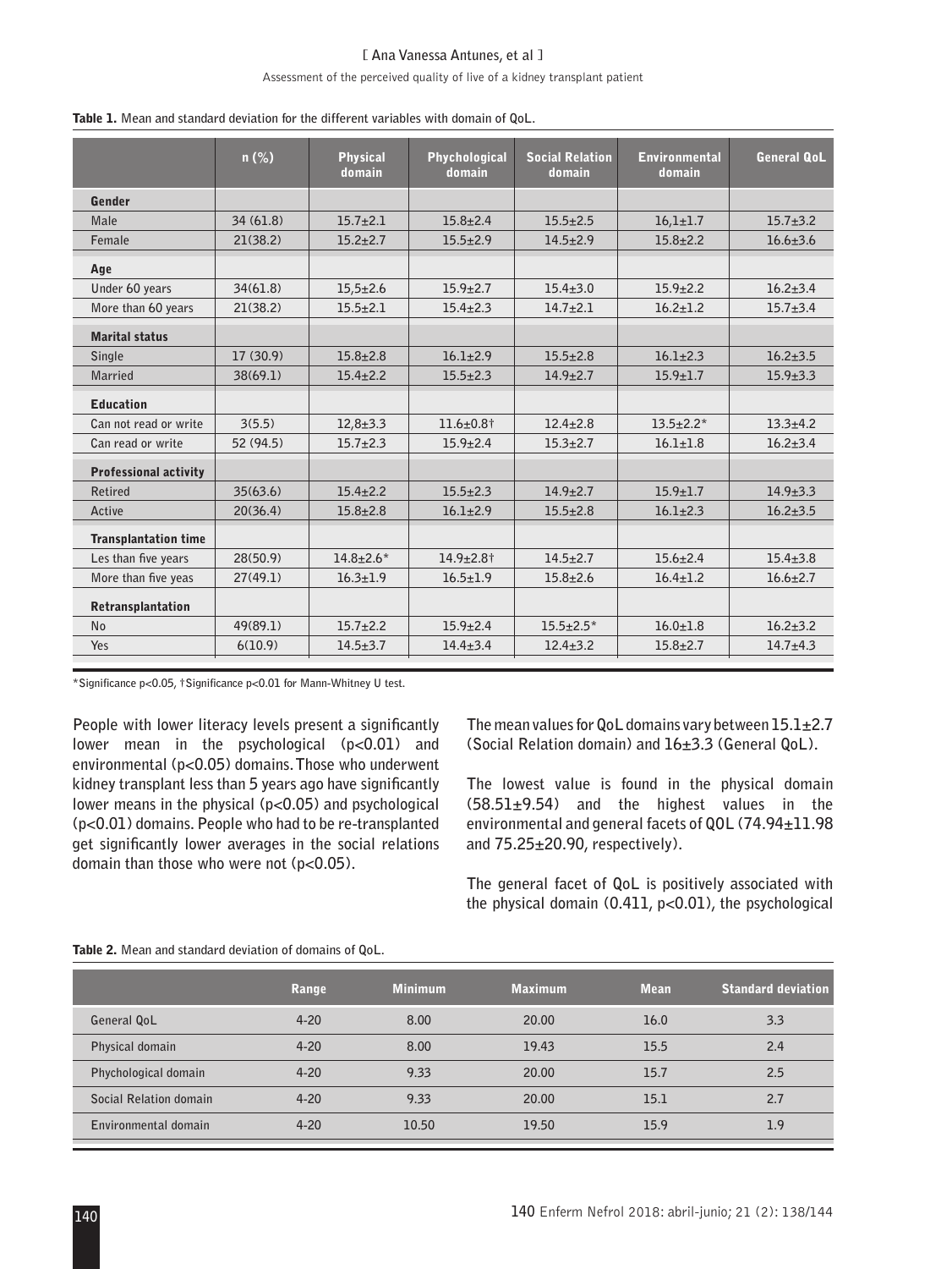**Table 1.** Mean and standard deviation for the different variables with domain of QoL.

| | n (%) | Physical domain | Phychological domain | Social Relation domain | Environmental domain | General QoL |
|---|---|---|---|---|---|---|
| **Gender** | | | | | | |
| Male | 34 (61.8) | 15.7±2.1 | 15.8±2.4 | 15.5±2.5 | 16,1±1.7 | 15.7±3.2 |
| Female | 21(38.2) | 15.2±2.7 | 15.5±2.9 | 14.5±2.9 | 15.8±2.2 | 16.6±3.6 |
| **Age** | | | | | | |
| Under 60 years | 34(61.8) | 15,5±2.6 | 15.9±2.7 | 15.4±3.0 | 15.9±2.2 | 16.2±3.4 |
| More than 60 years | 21(38.2) | 15.5±2.1 | 15.4±2.3 | 14.7±2.1 | 16.2±1.2 | 15.7±3.4 |
| **Marital status** | | | | | | |
| Single | 17 (30.9) | 15.8±2.8 | 16.1±2.9 | 15.5±2.8 | 16.1±2.3 | 16.2±3.5 |
| Married | 38(69.1) | 15.4±2.2 | 15.5±2.3 | 14.9±2.7 | 15.9±1.7 | 15.9±3.3 |
| **Education** | | | | | | |
| Can not read or write | 3(5.5) | 12,8±3.3 | 11.6±0.8† | 12.4±2.8 | 13.5±2.2* | 13.3±4.2 |
| Can read or write | 52 (94.5) | 15.7±2.3 | 15.9±2.4 | 15.3±2.7 | 16.1±1.8 | 16.2±3.4 |
| **Professional activity** | | | | | | |
| Retired | 35(63.6) | 15.4±2.2 | 15.5±2.3 | 14.9±2.7 | 15.9±1.7 | 14.9±3.3 |
| Active | 20(36.4) | 15.8±2.8 | 16.1±2.9 | 15.5±2.8 | 16.1±2.3 | 16.2±3.5 |
| **Transplantation time** | | | | | | |
| Les than five years | 28(50.9) | 14.8±2.6* | 14.9±2.8† | 14.5±2.7 | 15.6±2.4 | 15.4±3.8 |
| More than five yeas | 27(49.1) | 16.3±1.9 | 16.5±1.9 | 15.8±2.6 | 16.4±1.2 | 16.6±2.7 |
| **Retransplantation** | | | | | | |
| No | 49(89.1) | 15.7±2.2 | 15.9±2.4 | 15.5±2.5* | 16.0±1.8 | 16.2±3.2 |
| Yes | 6(10.9) | 14.5±3.7 | 14.4±3.4 | 12.4±3.2 | 15.8±2.7 | 14.7±4.3 |

*Significance p<0.05, †Significance p<0.01 for Mann-Whitney U test.

People with lower literacy levels present a significantly lower mean in the psychological ($p<0.01$) and environmental ($p<0.05$) domains. Those who underwent kidney transplant less than 5 years ago have significantly lower means in the physical ($p<0.05$) and psychological ($p<0.01$) domains. People who had to be re-transplanted get significantly lower averages in the social relations domain than those who were not ($p<0.05$).

The mean values for QoL domains vary between 15.1±2.7 (Social Relation domain) and 16±3.3 (General QoL).

The lowest value is found in the physical domain (58.51±9.54) and the highest values in the environmental and general facets of QOL (74.94±11.98 and 75.25±20.90, respectively).

The general facet of QoL is positively associated with the physical domain (0.411, $p<0.01$), the psychological

**Table 2.** Mean and standard deviation of domains of QoL.

| | Range | Minimum | Maximum | Mean | Standard deviation |
|---|---|---|---|---|---|
| General QoL | 4-20 | 8.00 | 20.00 | 16.0 | 3.3 |
| Physical domain | 4-20 | 8.00 | 19.43 | 15.5 | 2.4 |
| Phychological domain | 4-20 | 9.33 | 20.00 | 15.7 | 2.5 |
| Social Relation domain | 4-20 | 9.33 | 20.00 | 15.1 | 2.7 |
| Environmental domain | 4-20 | 10.50 | 19.50 | 15.9 | 1.9 |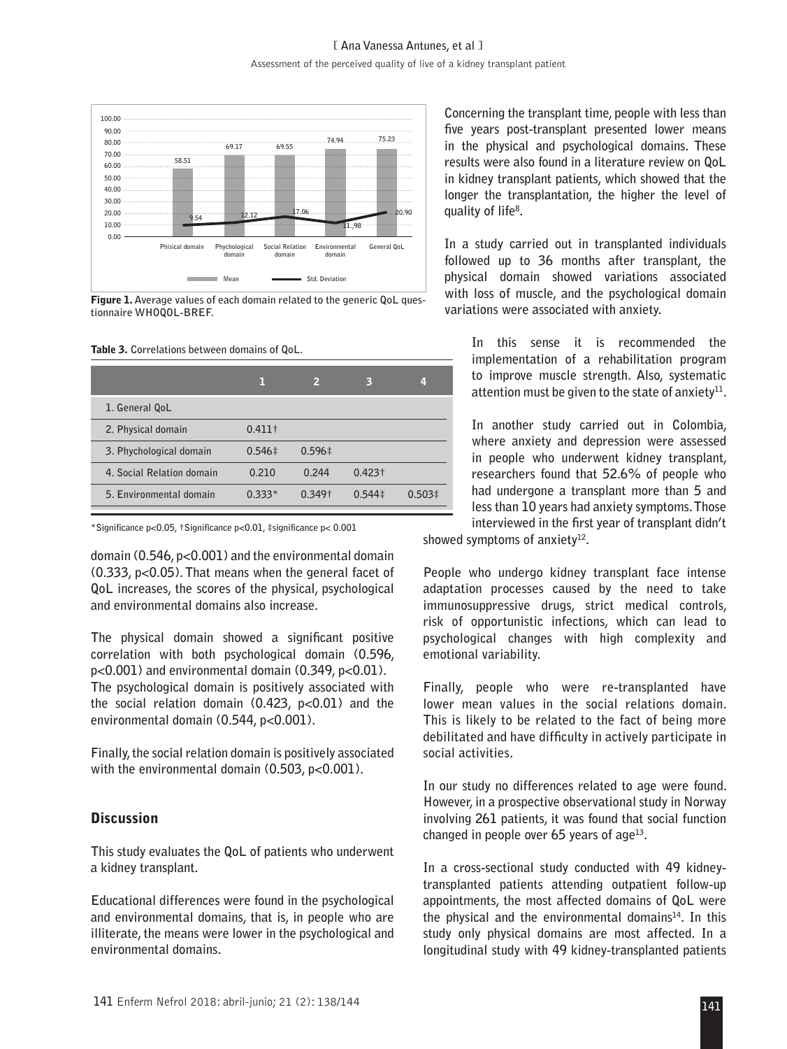Figure 1. Average values of each domain related to the generic QoL questionnaire WHOQOL-BREF.

Table 3. Correlations between domains of QoL.

| | 1 | 2 | 3 | 4 |
|---|---|---|---|---|
| 1. General QoL | | | | |
| 2. Physical domain | 0.411† | | | |
| 3. Phychological domain | 0.546‡ | 0.596‡ | | |
| 4. Social Relation domain | 0.210 | 0.244 | 0.423† | |
| 5. Environmental domain | 0.333* | 0.349† | 0.544‡ | 0.503‡ |

*Significance p<0.05, †Significance p<0.01, ‡significance p< 0.001

domain (0.546, p<0.001) and the environmental domain (0.333, p<0.05). That means when the general facet of QoL increases, the scores of the physical, psychological and environmental domains also increase.

The physical domain showed a significant positive correlation with both psychological domain (0.596, p<0.001) and environmental domain (0.349, p<0.01). The psychological domain is positively associated with the social relation domain (0.423, p<0.01) and the environmental domain (0.544, p<0.001).

Finally, the social relation domain is positively associated with the environmental domain (0.503, p<0.001).

## Discussion

This study evaluates the QoL of patients who underwent a kidney transplant.

Educational differences were found in the psychological and environmental domains, that is, in people who are illiterate, the means were lower in the psychological and environmental domains.

Concerning the transplant time, people with less than five years post-transplant presented lower means in the physical and psychological domains. These results were also found in a literature review on QoL in kidney transplant patients, which showed that the longer the transplantation, the higher the level of quality of life[8].

In a study carried out in transplanted individuals followed up to 36 months after transplant, the physical domain showed variations associated with loss of muscle, and the psychological domain variations were associated with anxiety.

> In this sense it is recommended the implementation of a rehabilitation program to improve muscle strength. Also, systematic attention must be given to the state of anxiety[11].
>
> In another study carried out in Colombia, where anxiety and depression were assessed in people who underwent kidney transplant, researchers found that 52.6% of people who had undergone a transplant more than 5 and less than 10 years had anxiety symptoms. Those interviewed in the first year of transplant didn't showed symptoms of anxiety[12].

People who undergo kidney transplant face intense adaptation processes caused by the need to take immunosuppressive drugs, strict medical controls, risk of opportunistic infections, which can lead to psychological changes with high complexity and emotional variability.

Finally, people who were re-transplanted have lower mean values in the social relations domain. This is likely to be related to the fact of being more debilitated and have difficulty in actively participate in social activities.

In our study no differences related to age were found. However, in a prospective observational study in Norway involving 261 patients, it was found that social function changed in people over 65 years of age[13].

In a cross-sectional study conducted with 49 kidney-transplanted patients attending outpatient follow-up appointments, the most affected domains of QoL were the physical and the environmental domains[14]. In this study only physical domains are most affected. In a longitudinal study with 49 kidney-transplanted patients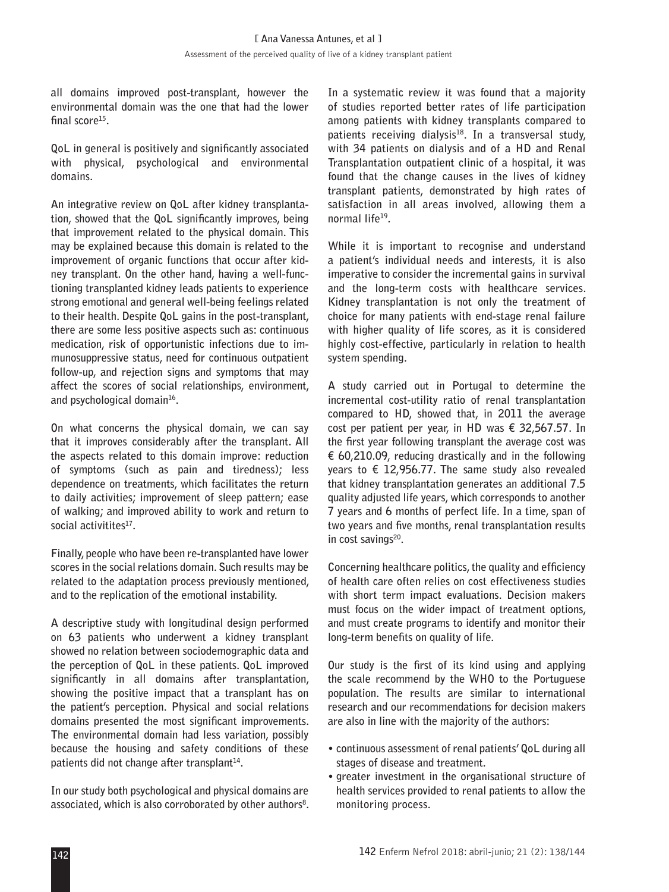all domains improved post-transplant, however the environmental domain was the one that had the lower final score[15].

QoL in general is positively and significantly associated with physical, psychological and environmental domains.

An integrative review on QoL after kidney transplantation, showed that the QoL significantly improves, being that improvement related to the physical domain. This may be explained because this domain is related to the improvement of organic functions that occur after kidney transplant. On the other hand, having a well-functioning transplanted kidney leads patients to experience strong emotional and general well-being feelings related to their health. Despite QoL gains in the post-transplant, there are some less positive aspects such as: continuous medication, risk of opportunistic infections due to immunosuppressive status, need for continuous outpatient follow-up, and rejection signs and symptoms that may affect the scores of social relationships, environment, and psychological domain[16].

On what concerns the physical domain, we can say that it improves considerably after the transplant. All the aspects related to this domain improve: reduction of symptoms (such as pain and tiredness); less dependence on treatments, which facilitates the return to daily activities; improvement of sleep pattern; ease of walking; and improved ability to work and return to social activitites[17].

Finally, people who have been re-transplanted have lower scores in the social relations domain. Such results may be related to the adaptation process previously mentioned, and to the replication of the emotional instability.

A descriptive study with longitudinal design performed on 63 patients who underwent a kidney transplant showed no relation between sociodemographic data and the perception of QoL in these patients. QoL improved significantly in all domains after transplantation, showing the positive impact that a transplant has on the patient's perception. Physical and social relations domains presented the most significant improvements. The environmental domain had less variation, possibly because the housing and safety conditions of these patients did not change after transplant[14].

In our study both psychological and physical domains are associated, which is also corroborated by other authors[8].

In a systematic review it was found that a majority of studies reported better rates of life participation among patients with kidney transplants compared to patients receiving dialysis[18]. In a transversal study, with 34 patients on dialysis and of a HD and Renal Transplantation outpatient clinic of a hospital, it was found that the change causes in the lives of kidney transplant patients, demonstrated by high rates of satisfaction in all areas involved, allowing them a normal life[19].

While it is important to recognise and understand a patient's individual needs and interests, it is also imperative to consider the incremental gains in survival and the long-term costs with healthcare services. Kidney transplantation is not only the treatment of choice for many patients with end-stage renal failure with higher quality of life scores, as it is considered highly cost-effective, particularly in relation to health system spending.

A study carried out in Portugal to determine the incremental cost-utility ratio of renal transplantation compared to HD, showed that, in 2011 the average cost per patient per year, in HD was € 32,567.57. In the first year following transplant the average cost was € 60,210.09, reducing drastically and in the following years to € 12,956.77. The same study also revealed that kidney transplantation generates an additional 7.5 quality adjusted life years, which corresponds to another 7 years and 6 months of perfect life. In a time, span of two years and five months, renal transplantation results in cost savings[20].

Concerning healthcare politics, the quality and efficiency of health care often relies on cost effectiveness studies with short term impact evaluations. Decision makers must focus on the wider impact of treatment options, and must create programs to identify and monitor their long-term benefits on quality of life.

Our study is the first of its kind using and applying the scale recommend by the WHO to the Portuguese population. The results are similar to international research and our recommendations for decision makers are also in line with the majority of the authors:

- continuous assessment of renal patients' QoL during all stages of disease and treatment.
- greater investment in the organisational structure of health services provided to renal patients to allow the monitoring process.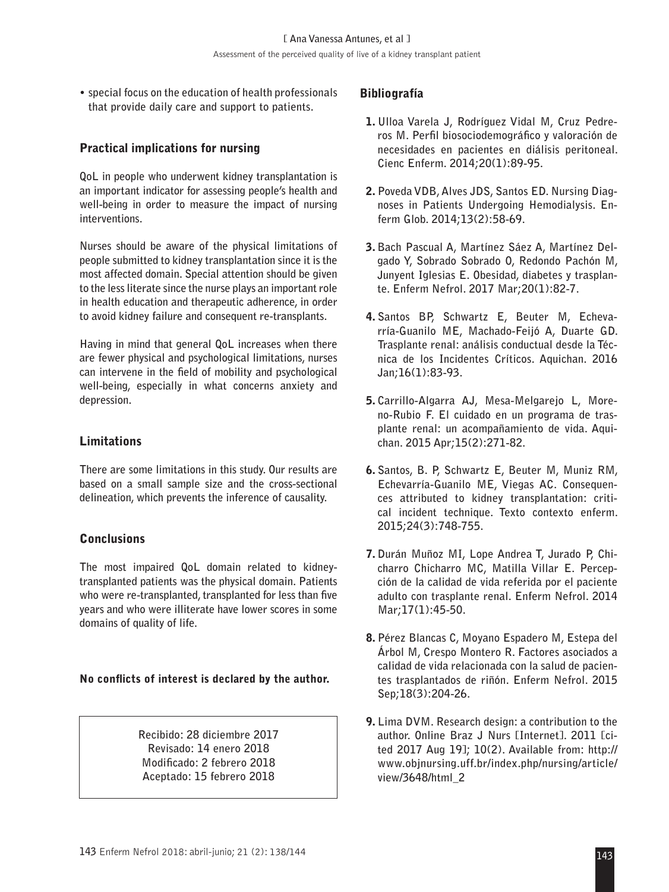- special focus on the education of health professionals that provide daily care and support to patients.

## Practical implications for nursing

QoL in people who underwent kidney transplantation is an important indicator for assessing people's health and well-being in order to measure the impact of nursing interventions.

Nurses should be aware of the physical limitations of people submitted to kidney transplantation since it is the most affected domain. Special attention should be given to the less literate since the nurse plays an important role in health education and therapeutic adherence, in order to avoid kidney failure and consequent re-transplants.

Having in mind that general QoL increases when there are fewer physical and psychological limitations, nurses can intervene in the field of mobility and psychological well-being, especially in what concerns anxiety and depression.

## Limitations

There are some limitations in this study. Our results are based on a small sample size and the cross-sectional delineation, which prevents the inference of causality.

## Conclusions

The most impaired QoL domain related to kidney-transplanted patients was the physical domain. Patients who were re-transplanted, transplanted for less than five years and who were illiterate have lower scores in some domains of quality of life.

**No conflicts of interest is declared by the author.**

Recibido: 28 diciembre 2017
Revisado: 14 enero 2018
Modificado: 2 febrero 2018
Aceptado: 15 febrero 2018

## Bibliografía

1. Ulloa Varela J, Rodríguez Vidal M, Cruz Pedreros M. Perfil biosociodemográfico y valoración de necesidades en pacientes en diálisis peritoneal. Cienc Enferm. 2014;20(1):89-95.
2. Poveda VDB, Alves JDS, Santos ED. Nursing Diagnoses in Patients Undergoing Hemodialysis. Enferm Glob. 2014;13(2):58-69.
3. Bach Pascual A, Martínez Sáez A, Martínez Delgado Y, Sobrado Sobrado O, Redondo Pachón M, Junyent Iglesias E. Obesidad, diabetes y trasplante. Enferm Nefrol. 2017 Mar;20(1):82-7.
4. Santos BP, Schwartz E, Beuter M, Echevarría-Guanilo ME, Machado-Feijó A, Duarte GD. Trasplante renal: análisis conductual desde la Técnica de los Incidentes Críticos. Aquichan. 2016 Jan;16(1):83-93.
5. Carrillo-Algarra AJ, Mesa-Melgarejo L, Moreno-Rubio F. El cuidado en un programa de trasplante renal: un acompañamiento de vida. Aquichan. 2015 Apr;15(2):271-82.
6. Santos, B. P, Schwartz E, Beuter M, Muniz RM, Echevarría-Guanilo ME, Viegas AC. Consequences attributed to kidney transplantation: critical incident technique. Texto contexto enferm. 2015;24(3):748-755.
7. Durán Muñoz MI, Lope Andrea T, Jurado P, Chicharro Chicharro MC, Matilla Villar E. Percepción de la calidad de vida referida por el paciente adulto con trasplante renal. Enferm Nefrol. 2014 Mar;17(1):45-50.
8. Pérez Blancas C, Moyano Espadero M, Estepa del Árbol M, Crespo Montero R. Factores asociados a calidad de vida relacionada con la salud de pacientes trasplantados de riñón. Enferm Nefrol. 2015 Sep;18(3):204-26.
9. Lima DVM. Research design: a contribution to the author. Online Braz J Nurs [Internet]. 2011 [cited 2017 Aug 19]; 10(2). Available from: http://www.objnursing.uff.br/index.php/nursing/article/view/3648/html_2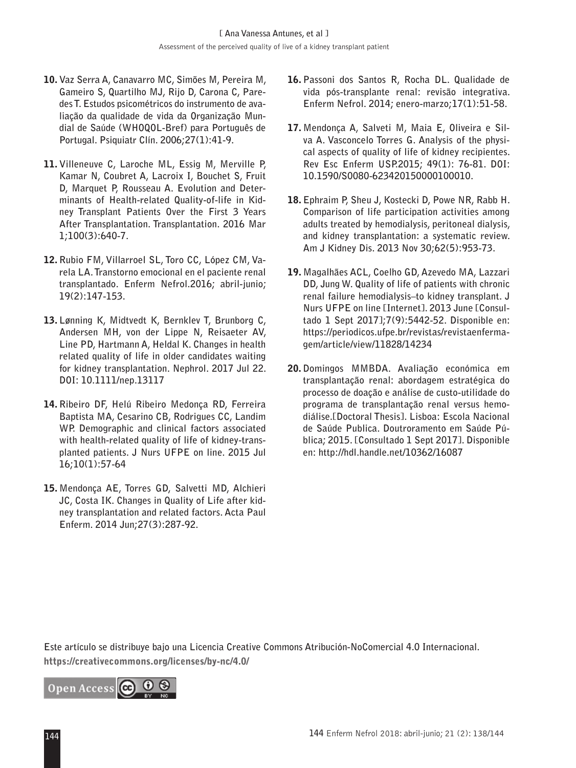10. Vaz Serra A, Canavarro MC, Simões M, Pereira M, Gameiro S, Quartilho MJ, Rijo D, Carona C, Paredes T. Estudos psicométricos do instrumento de avaliação da qualidade de vida da Organização Mundial de Saúde (WHOQOL-Bref) para Português de Portugal. Psiquiatr Clín. 2006;27(1):41-9.

11. Villeneuve C, Laroche ML, Essig M, Merville P, Kamar N, Coubret A, Lacroix I, Bouchet S, Fruit D, Marquet P, Rousseau A. Evolution and Determinants of Health-related Quality-of-life in Kidney Transplant Patients Over the First 3 Years After Transplantation. Transplantation. 2016 Mar 1;100(3):640-7.

12. Rubio FM, Villarroel SL, Toro CC, López CM, Varela LA. Transtorno emocional en el paciente renal transplantado. Enferm Nefrol.2016; abril-junio; 19(2):147-153.

13. Lønning K, Midtvedt K, Bernklev T, Brunborg C, Andersen MH, von der Lippe N, Reisaeter AV, Line PD, Hartmann A, Heldal K. Changes in health related quality of life in older candidates waiting for kidney transplantation. Nephrol. 2017 Jul 22. DOI: 10.1111/nep.13117

14. Ribeiro DF, Helú Ribeiro Medonça RD, Ferreira Baptista MA, Cesarino CB, Rodrigues CC, Landim WP. Demographic and clinical factors associated with health-related quality of life of kidney-transplanted patients. J Nurs UFPE on line. 2015 Jul 16;10(1):57-64

15. Mendonça AE, Torres GD, Salvetti MD, Alchieri JC, Costa IK. Changes in Quality of Life after kidney transplantation and related factors. Acta Paul Enferm. 2014 Jun;27(3):287-92.

16. Passoni dos Santos R, Rocha DL. Qualidade de vida pós-transplante renal: revisão integrativa. Enferm Nefrol. 2014; enero-marzo;17(1):51-58.

17. Mendonça A, Salveti M, Maia E, Oliveira e Silva A. Vasconcelo Torres G. Analysis of the physical aspects of quality of life of kidney recipientes. Rev Esc Enferm USP.2015; 49(1): 76-81. DOI: 10.1590/S0080-623420150000100010.

18. Ephraim P, Sheu J, Kostecki D, Powe NR, Rabb H. Comparison of life participation activities among adults treated by hemodialysis, peritoneal dialysis, and kidney transplantation: a systematic review. Am J Kidney Dis. 2013 Nov 30;62(5):953-73.

19. Magalhães ACL, Coelho GD, Azevedo MA, Lazzari DD, Jung W. Quality of life of patients with chronic renal failure hemodialysis–to kidney transplant. J Nurs UFPE on line [Internet]. 2013 June [Consultado 1 Sept 2017];7(9):5442-52. Disponible en: https://periodicos.ufpe.br/revistas/revistaenfermagem/article/view/11828/14234

20. Domingos MMBDA. Avaliação económica em transplantação renal: abordagem estratégica do processo de doação e análise de custo-utilidade do programa de transplantação renal versus hemodiálise.[Doctoral Thesis]. Lisboa: Escola Nacional de Saúde Publica. Doutroramento em Saúde Pública; 2015. [Consultado 1 Sept 2017]. Disponible en: http://hdl.handle.net/10362/16087

Este artículo se distribuye bajo una Licencia Creative Commons Atribución-NoComercial 4.0 Internacional.
https://creativecommons.org/licenses/by-nc/4.0/